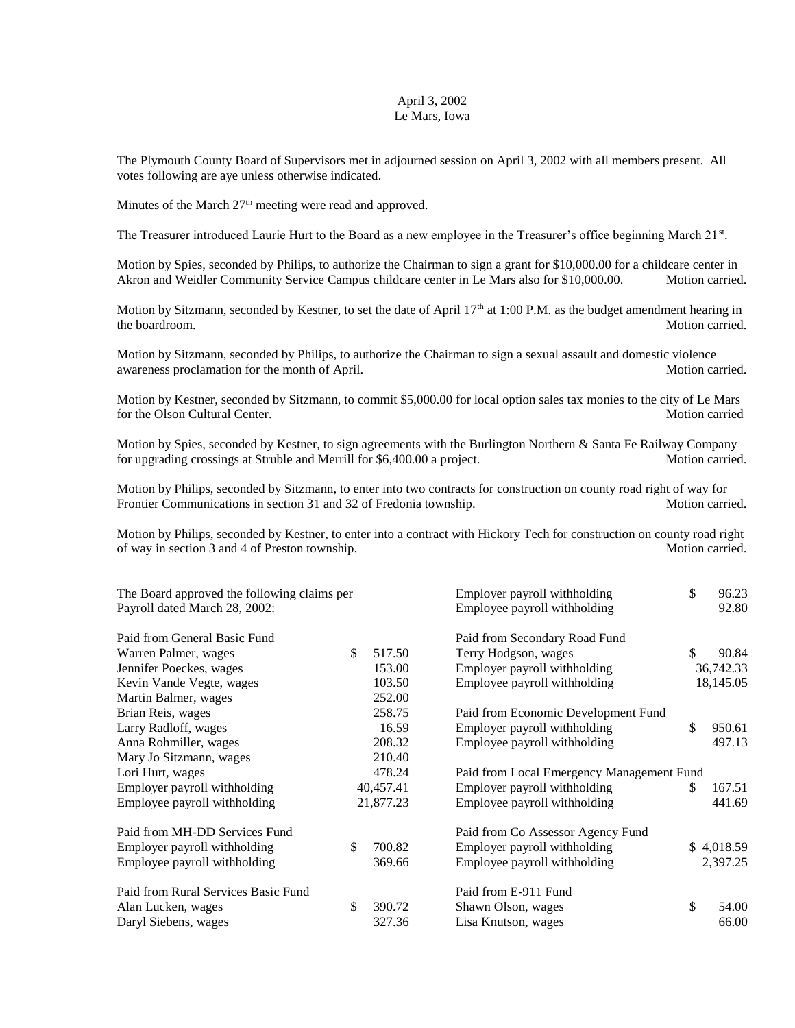April 3, 2002
Le Mars, Iowa

The Plymouth County Board of Supervisors met in adjourned session on April 3, 2002 with all members present. All votes following are aye unless otherwise indicated.

Minutes of the March 27th meeting were read and approved.

The Treasurer introduced Laurie Hurt to the Board as a new employee in the Treasurer's office beginning March 21st.

Motion by Spies, seconded by Philips, to authorize the Chairman to sign a grant for $10,000.00 for a childcare center in Akron and Weidler Community Service Campus childcare center in Le Mars also for $10,000.00. Motion carried.

Motion by Sitzmann, seconded by Kestner, to set the date of April 17th at 1:00 P.M. as the budget amendment hearing in the boardroom. Motion carried.

Motion by Sitzmann, seconded by Philips, to authorize the Chairman to sign a sexual assault and domestic violence awareness proclamation for the month of April. Motion carried.

Motion by Kestner, seconded by Sitzmann, to commit $5,000.00 for local option sales tax monies to the city of Le Mars for the Olson Cultural Center. Motion carried

Motion by Spies, seconded by Kestner, to sign agreements with the Burlington Northern & Santa Fe Railway Company for upgrading crossings at Struble and Merrill for $6,400.00 a project. Motion carried.

Motion by Philips, seconded by Sitzmann, to enter into two contracts for construction on county road right of way for Frontier Communications in section 31 and 32 of Fredonia township. Motion carried.

Motion by Philips, seconded by Kestner, to enter into a contract with Hickory Tech for construction on county road right of way in section 3 and 4 of Preston township. Motion carried.

The Board approved the following claims per Payroll dated March 28, 2002:

| | |
|---|---|
| **Paid from General Basic Fund** | |
| Warren Palmer, wages | $ 517.50 |
| Jennifer Poeckes, wages | 153.00 |
| Kevin Vande Vegte, wages | 103.50 |
| Martin Balmer, wages | 252.00 |
| Brian Reis, wages | 258.75 |
| Larry Radloff, wages | 16.59 |
| Anna Rohmiller, wages | 208.32 |
| Mary Jo Sitzmann, wages | 210.40 |
| Lori Hurt, wages | 478.24 |
| Employer payroll withholding | 40,457.41 |
| Employee payroll withholding | 21,877.23 |
| **Paid from MH-DD Services Fund** | |
| Employer payroll withholding | $ 700.82 |
| Employee payroll withholding | 369.66 |
| **Paid from Rural Services Basic Fund** | |
| Alan Lucken, wages | $ 390.72 |
| Daryl Siebens, wages | 327.36 |
| Employer payroll withholding | $ 96.23 |
| Employee payroll withholding | 92.80 |
| **Paid from Secondary Road Fund** | |
| Terry Hodgson, wages | $ 90.84 |
| Employer payroll withholding | 36,742.33 |
| Employee payroll withholding | 18,145.05 |
| **Paid from Economic Development Fund** | |
| Employer payroll withholding | $ 950.61 |
| Employee payroll withholding | 497.13 |
| **Paid from Local Emergency Management Fund** | |
| Employer payroll withholding | $ 167.51 |
| Employee payroll withholding | 441.69 |
| **Paid from Co Assessor Agency Fund** | |
| Employer payroll withholding | $ 4,018.59 |
| Employee payroll withholding | 2,397.25 |
| **Paid from E-911 Fund** | |
| Shawn Olson, wages | $ 54.00 |
| Lisa Knutson, wages | 66.00 |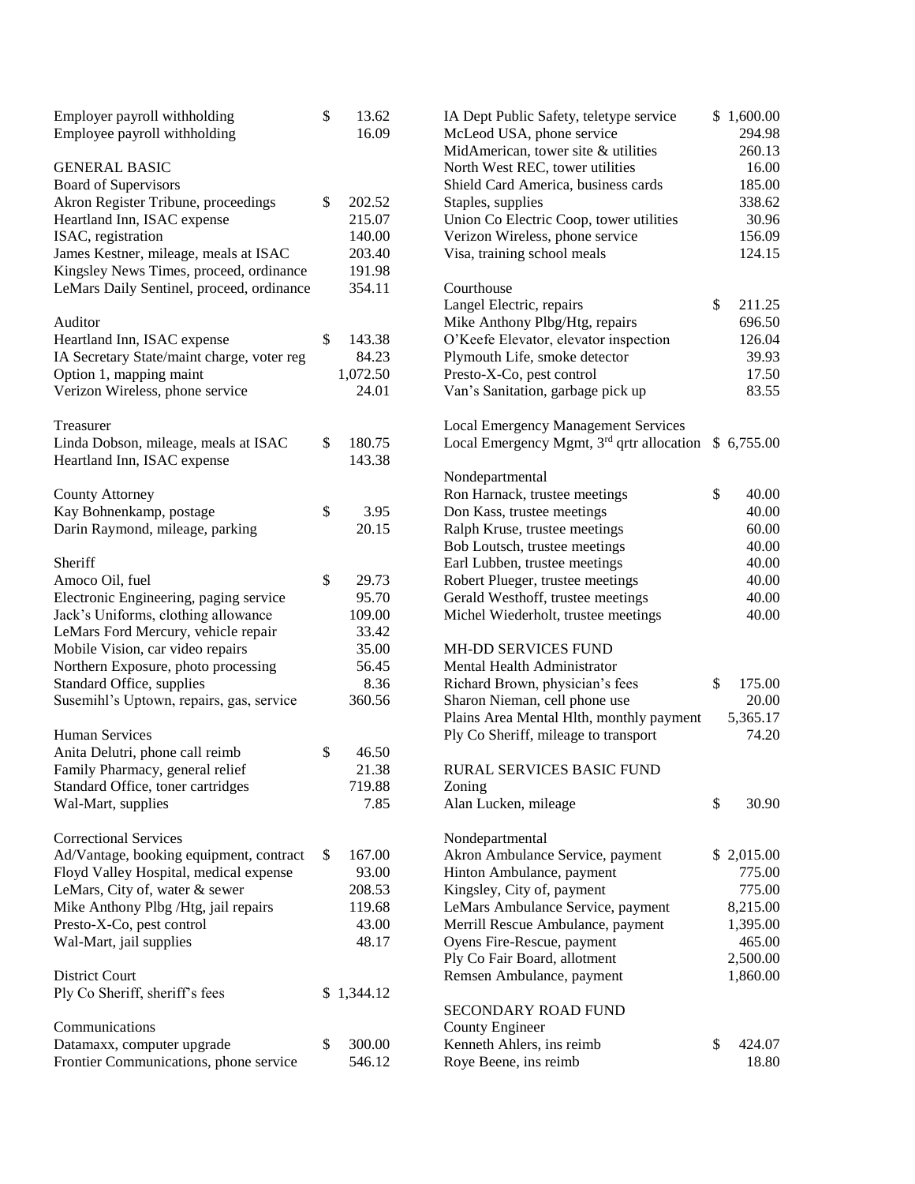| | |
|---|---|
| Employer payroll withholding | $ 13.62 |
| Employee payroll withholding | 16.09 |

GENERAL BASIC

Board of Supervisors

| | |
|---|---|
| Akron Register Tribune, proceedings | $ 202.52 |
| Heartland Inn, ISAC expense | 215.07 |
| ISAC, registration | 140.00 |
| James Kestner, mileage, meals at ISAC | 203.40 |
| Kingsley News Times, proceed, ordinance | 191.98 |
| LeMars Daily Sentinel, proceed, ordinance | 354.11 |

Auditor

| | |
|---|---|
| Heartland Inn, ISAC expense | $ 143.38 |
| IA Secretary State/maint charge, voter reg | 84.23 |
| Option 1, mapping maint | 1,072.50 |
| Verizon Wireless, phone service | 24.01 |

Treasurer

| | |
|---|---|
| Linda Dobson, mileage, meals at ISAC | $ 180.75 |
| Heartland Inn, ISAC expense | 143.38 |

County Attorney

| | |
|---|---|
| Kay Bohnenkamp, postage | $ 3.95 |
| Darin Raymond, mileage, parking | 20.15 |

Sheriff

| | |
|---|---|
| Amoco Oil, fuel | $ 29.73 |
| Electronic Engineering, paging service | 95.70 |
| Jack's Uniforms, clothing allowance | 109.00 |
| LeMars Ford Mercury, vehicle repair | 33.42 |
| Mobile Vision, car video repairs | 35.00 |
| Northern Exposure, photo processing | 56.45 |
| Standard Office, supplies | 8.36 |
| Susemihl's Uptown, repairs, gas, service | 360.56 |

Human Services

| | |
|---|---|
| Anita Delutri, phone call reimb | $ 46.50 |
| Family Pharmacy, general relief | 21.38 |
| Standard Office, toner cartridges | 719.88 |
| Wal-Mart, supplies | 7.85 |

Correctional Services

| | |
|---|---|
| Ad/Vantage, booking equipment, contract | $ 167.00 |
| Floyd Valley Hospital, medical expense | 93.00 |
| LeMars, City of, water & sewer | 208.53 |
| Mike Anthony Plbg /Htg, jail repairs | 119.68 |
| Presto-X-Co, pest control | 43.00 |
| Wal-Mart, jail supplies | 48.17 |

District Court

| | |
|---|---|
| Ply Co Sheriff, sheriff's fees | $ 1,344.12 |

Communications

| | |
|---|---|
| Datamaxx, computer upgrade | $ 300.00 |
| Frontier Communications, phone service | 546.12 |
| IA Dept Public Safety, teletype service | $ 1,600.00 |
| McLeod USA, phone service | 294.98 |
| MidAmerican, tower site & utilities | 260.13 |
| North West REC, tower utilities | 16.00 |
| Shield Card America, business cards | 185.00 |
| Staples, supplies | 338.62 |
| Union Co Electric Coop, tower utilities | 30.96 |
| Verizon Wireless, phone service | 156.09 |
| Visa, training school meals | 124.15 |

Courthouse

| | |
|---|---|
| Langel Electric, repairs | $ 211.25 |
| Mike Anthony Plbg/Htg, repairs | 696.50 |
| O'Keefe Elevator, elevator inspection | 126.04 |
| Plymouth Life, smoke detector | 39.93 |
| Presto-X-Co, pest control | 17.50 |
| Van's Sanitation, garbage pick up | 83.55 |

Local Emergency Management Services

| | |
|---|---|
| Local Emergency Mgmt, 3rd qrtr allocation | $ 6,755.00 |

Nondepartmental

| | |
|---|---|
| Ron Harnack, trustee meetings | $ 40.00 |
| Don Kass, trustee meetings | 40.00 |
| Ralph Kruse, trustee meetings | 60.00 |
| Bob Loutsch, trustee meetings | 40.00 |
| Earl Lubben, trustee meetings | 40.00 |
| Robert Plueger, trustee meetings | 40.00 |
| Gerald Westhoff, trustee meetings | 40.00 |
| Michel Wiederholt, trustee meetings | 40.00 |

MH-DD SERVICES FUND

Mental Health Administrator

| | |
|---|---|
| Richard Brown, physician's fees | $ 175.00 |
| Sharon Nieman, cell phone use | 20.00 |
| Plains Area Mental Hlth, monthly payment | 5,365.17 |
| Ply Co Sheriff, mileage to transport | 74.20 |

RURAL SERVICES BASIC FUND

Zoning

| | |
|---|---|
| Alan Lucken, mileage | $ 30.90 |

Nondepartmental

| | |
|---|---|
| Akron Ambulance Service, payment | $ 2,015.00 |
| Hinton Ambulance, payment | 775.00 |
| Kingsley, City of, payment | 775.00 |
| LeMars Ambulance Service, payment | 8,215.00 |
| Merrill Rescue Ambulance, payment | 1,395.00 |
| Oyens Fire-Rescue, payment | 465.00 |
| Ply Co Fair Board, allotment | 2,500.00 |
| Remsen Ambulance, payment | 1,860.00 |

SECONDARY ROAD FUND

County Engineer

| | |
|---|---|
| Kenneth Ahlers, ins reimb | $ 424.07 |
| Roye Beene, ins reimb | 18.80 |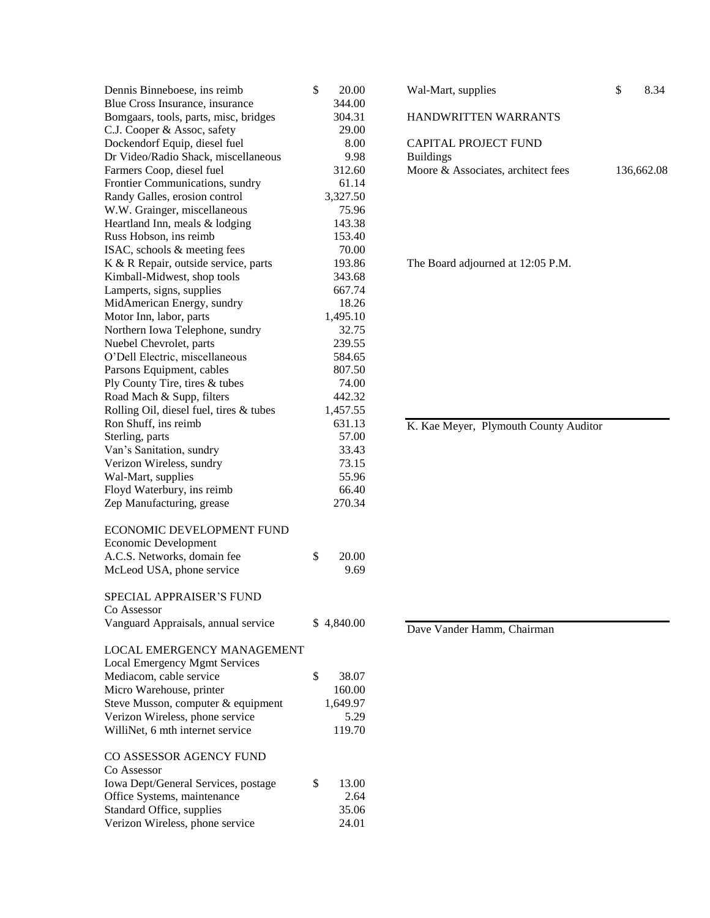| | |
|---|---|
| Dennis Binneboese, ins reimb | $ 20.00 |
| Blue Cross Insurance, insurance | 344.00 |
| Bomgaars, tools, parts, misc, bridges | 304.31 |
| C.J. Cooper & Assoc, safety | 29.00 |
| Dockendorf Equip, diesel fuel | 8.00 |
| Dr Video/Radio Shack, miscellaneous | 9.98 |
| Farmers Coop, diesel fuel | 312.60 |
| Frontier Communications, sundry | 61.14 |
| Randy Galles, erosion control | 3,327.50 |
| W.W. Grainger, miscellaneous | 75.96 |
| Heartland Inn, meals & lodging | 143.38 |
| Russ Hobson, ins reimb | 153.40 |
| ISAC, schools & meeting fees | 70.00 |
| K & R Repair, outside service, parts | 193.86 |
| Kimball-Midwest, shop tools | 343.68 |
| Lamperts, signs, supplies | 667.74 |
| MidAmerican Energy, sundry | 18.26 |
| Motor Inn, labor, parts | 1,495.10 |
| Northern Iowa Telephone, sundry | 32.75 |
| Nuebel Chevrolet, parts | 239.55 |
| O'Dell Electric, miscellaneous | 584.65 |
| Parsons Equipment, cables | 807.50 |
| Ply County Tire, tires & tubes | 74.00 |
| Road Mach & Supp, filters | 442.32 |
| Rolling Oil, diesel fuel, tires & tubes | 1,457.55 |
| Ron Shuff, ins reimb | 631.13 |
| Sterling, parts | 57.00 |
| Van's Sanitation, sundry | 33.43 |
| Verizon Wireless, sundry | 73.15 |
| Wal-Mart, supplies | 55.96 |
| Floyd Waterbury, ins reimb | 66.40 |
| Zep Manufacturing, grease | 270.34 |

ECONOMIC DEVELOPMENT FUND

Economic Development

| | |
|---|---|
| A.C.S. Networks, domain fee | $ 20.00 |
| McLeod USA, phone service | 9.69 |

SPECIAL APPRAISER'S FUND

Co Assessor

| | |
|---|---|
| Vanguard Appraisals, annual service | $ 4,840.00 |

LOCAL EMERGENCY MANAGEMENT

Local Emergency Mgmt Services

| | |
|---|---|
| Mediacom, cable service | $ 38.07 |
| Micro Warehouse, printer | 160.00 |
| Steve Musson, computer & equipment | 1,649.97 |
| Verizon Wireless, phone service | 5.29 |
| WilliNet, 6 mth internet service | 119.70 |

CO ASSESSOR AGENCY FUND

Co Assessor

| | |
|---|---|
| Iowa Dept/General Services, postage | $ 13.00 |
| Office Systems, maintenance | 2.64 |
| Standard Office, supplies | 35.06 |
| Verizon Wireless, phone service | 24.01 |
| Wal-Mart, supplies | $ 8.34 |

HANDWRITTEN WARRANTS

CAPITAL PROJECT FUND

Buildings

| | |
|---|---|
| Moore & Associates, architect fees | 136,662.08 |

The Board adjourned at 12:05 P.M.

K. Kae Meyer, Plymouth County Auditor

Dave Vander Hamm, Chairman